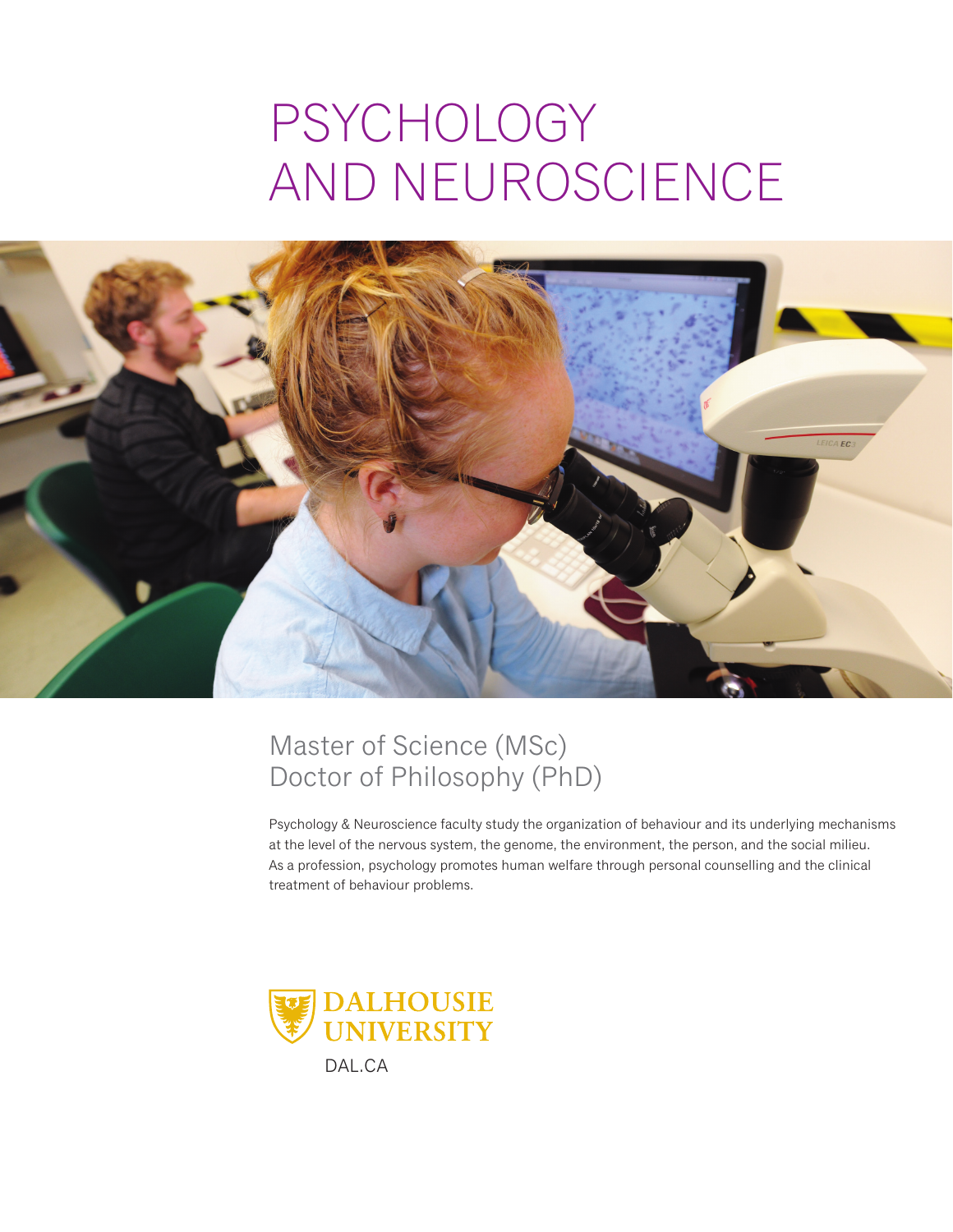# PSYCHOLOGY AND NEUROSCIENCE

## Master of Science (MSc)
## Doctor of Philosophy (PhD)

Psychology & Neuroscience faculty study the organization of behaviour and its underlying mechanisms at the level of the nervous system, the genome, the environment, the person, and the social milieu. As a profession, psychology promotes human welfare through personal counselling and the clinical treatment of behaviour problems.

DALHOUSIE UNIVERSITY

DAL.CA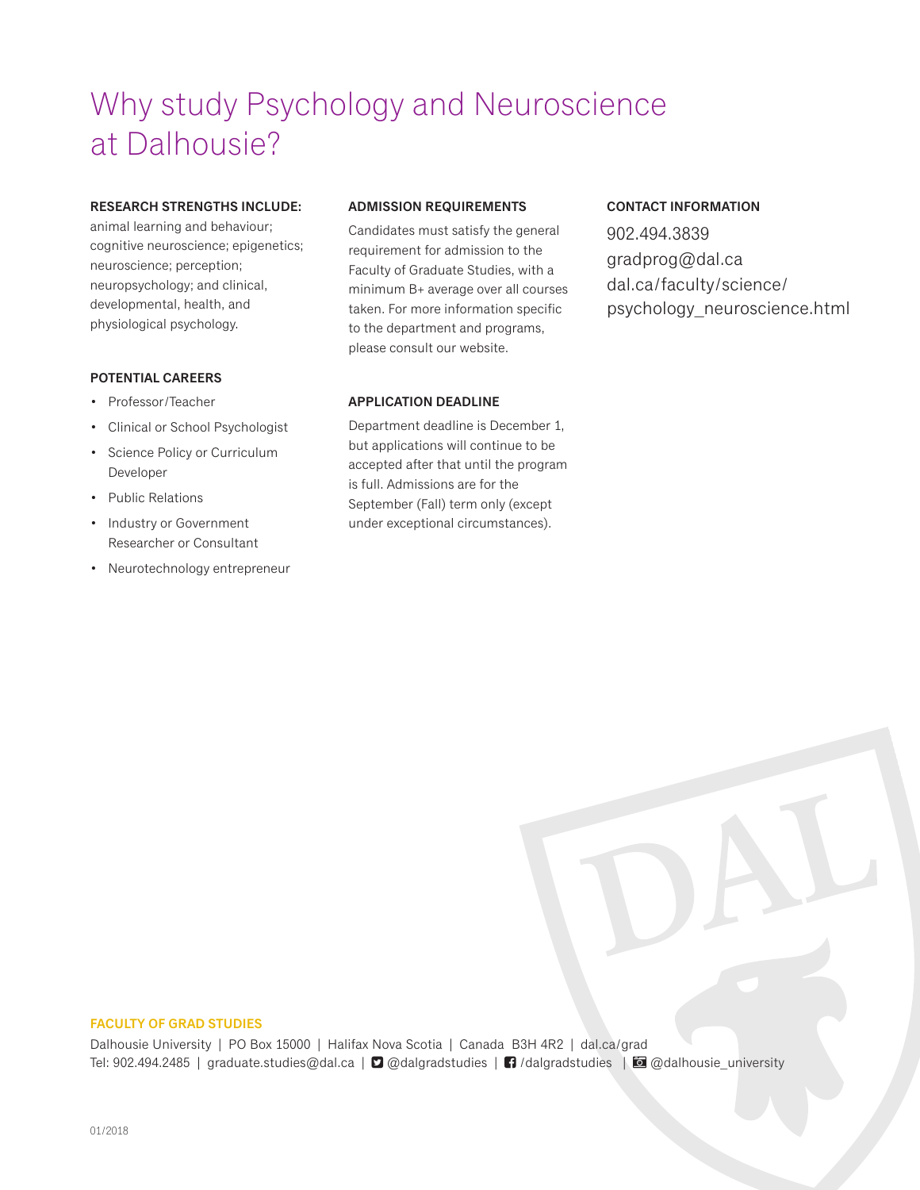# Why study Psychology and Neuroscience at Dalhousie?

**RESEARCH STRENGTHS INCLUDE:**

animal learning and behaviour; cognitive neuroscience; epigenetics; neuroscience; perception; neuropsychology; and clinical, developmental, health, and physiological psychology.

**POTENTIAL CAREERS**

- Professor/Teacher
- Clinical or School Psychologist
- Science Policy or Curriculum Developer
- Public Relations
- Industry or Government Researcher or Consultant
- Neurotechnology entrepreneur

**ADMISSION REQUIREMENTS**

Candidates must satisfy the general requirement for admission to the Faculty of Graduate Studies, with a minimum B+ average over all courses taken. For more information specific to the department and programs, please consult our website.

**APPLICATION DEADLINE**

Department deadline is December 1, but applications will continue to be accepted after that until the program is full. Admissions are for the September (Fall) term only (except under exceptional circumstances).

**CONTACT INFORMATION**

902.494.3839
gradprog@dal.ca
dal.ca/faculty/science/psychology_neuroscience.html

**FACULTY OF GRAD STUDIES**

Dalhousie University | PO Box 15000 | Halifax Nova Scotia | Canada B3H 4R2 | dal.ca/grad
Tel: 902.494.2485 | graduate.studies@dal.ca | @dalgradstudies | /dalgradstudies | @dalhousie_university

01/2018